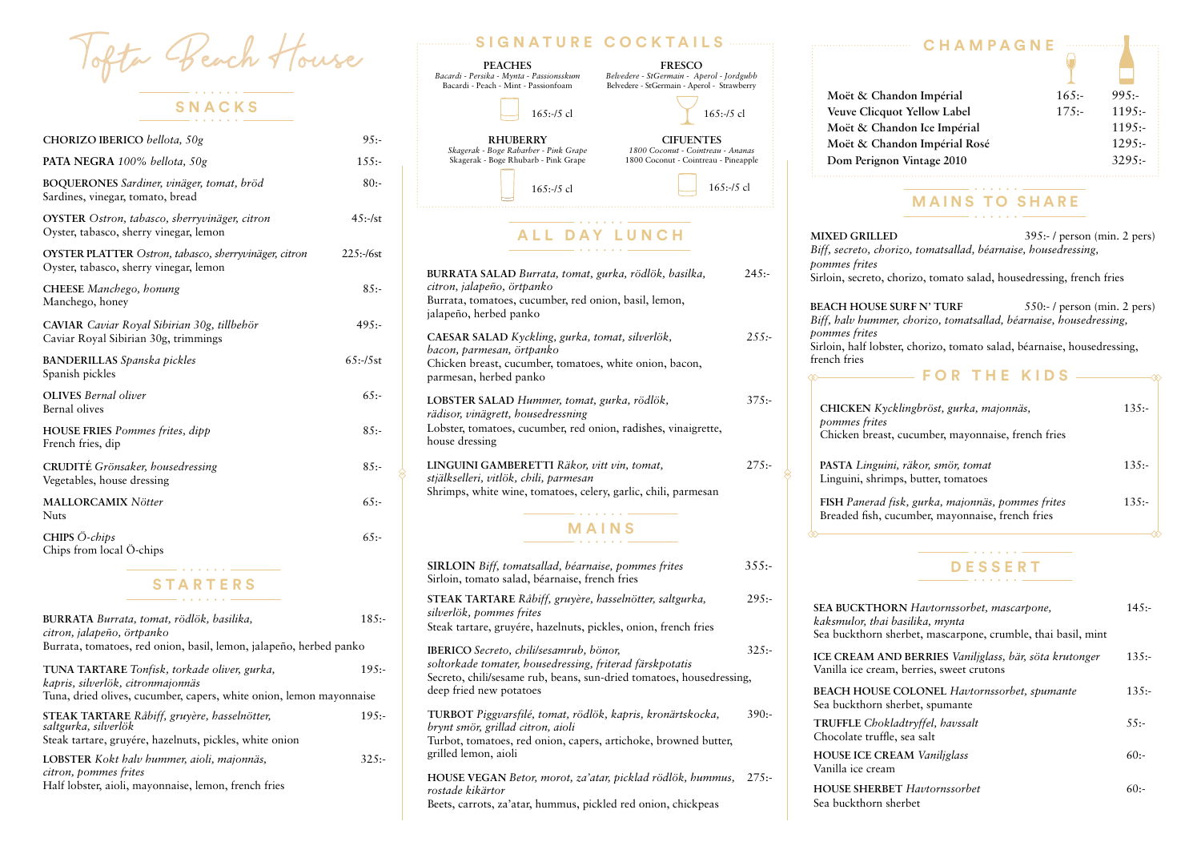# Tofta Beach House

## SNACKS

**CHORIZO IBERICO** *bellota, 50g* — 95:-

**PATA NEGRA** *100% bellota, 50g* — 155:-

**BOQUERONES** *Sardiner, vinäger, tomat, bröd* — 80:-
Sardines, vinegar, tomato, bread

**OYSTER** *Ostron, tabasco, sherryvinäger, citron* — 45:-/st
Oyster, tabasco, sherry vinegar, lemon

**OYSTER PLATTER** *Ostron, tabasco, sherryvinäger, citron* — 225:-/6st
Oyster, tabasco, sherry vinegar, lemon

**CHEESE** *Manchego, honung* — 85:-
Manchego, honey

**CAVIAR** *Caviar Royal Sibirian 30g, tillbehör* — 495:-
Caviar Royal Sibirian 30g, trimmings

**BANDERILLAS** *Spanska pickles* — 65:-/5st
Spanish pickles

**OLIVES** *Bernal oliver* — 65:-
Bernal olives

**HOUSE FRIES** *Pommes frites, dipp* — 85:-
French fries, dip

**CRUDITÉ** *Grönsaker, housedressing* — 85:-
Vegetables, house dressing

**MALLORCAMIX** *Nötter* — 65:-
Nuts

**CHIPS** *Ö-chips* — 65:-
Chips from local Ö-chips

## STARTERS

**BURRATA** *Burrata, tomat, rödlök, basilika, citron, jalapeño, örtpanko* — 185:-
Burrata, tomatoes, red onion, basil, lemon, jalapeño, herbed panko

**TUNA TARTARE** *Tonfisk, torkade oliver, gurka, kapris, silverlök, citronmajonnäs* — 195:-
Tuna, dried olives, cucumber, capers, white onion, lemon mayonnaise

**STEAK TARTARE** *Råbiff, gruyère, hasselnötter, saltgurka, silverlök* — 195:-
Steak tartare, gruyére, hazelnuts, pickles, white onion

**LOBSTER** *Kokt halv hummer, aioli, majonnäs, citron, pommes frites* — 325:-
Half lobster, aioli, mayonnaise, lemon, french fries

## SIGNATURE COCKTAILS

**PEACHES**
*Bacardi - Persika - Mynta - Passionsskum*
Bacardi - Peach - Mint - Passionfoam
165:-/5 cl

**FRESCO**
*Belvedere - StGermain - Aperol - Jordgubb*
Belvedere - StGermain - Aperol - Strawberry
165:-/5 cl

**RHUBERRY**
*Skagerak - Boge Rabarber - Pink Grape*
Skagerak - Boge Rhubarb - Pink Grape
165:-/5 cl

**CIFUENTES**
*1800 Coconut - Cointreau - Ananas*
1800 Coconut - Cointreau - Pineapple
165:-/5 cl

## ALL DAY LUNCH

**BURRATA SALAD** *Burrata, tomat, gurka, rödlök, basilka, citron, jalapeño, örtpanko* — 245:-
Burrata, tomatoes, cucumber, red onion, basil, lemon, jalapeño, herbed panko

**CAESAR SALAD** *Kyckling, gurka, tomat, silverlök, bacon, parmesan, örtpanko* — 255:-
Chicken breast, cucumber, tomatoes, white onion, bacon, parmesan, herbed panko

**LOBSTER SALAD** *Hummer, tomat, gurka, rödlök, rädisor, vinägrett, housedressning* — 375:-
Lobster, tomatoes, cucumber, red onion, radishes, vinaigrette, house dressing

**LINGUINI GAMBERETTI** *Räkor, vitt vin, tomat, stjälkselleri, vitlök, chili, parmesan* — 275:-
Shrimps, white wine, tomatoes, celery, garlic, chili, parmesan

## MAINS

**SIRLOIN** *Biff, tomatsallad, béarnaise, pommes frites* — 355:-
Sirloin, tomato salad, béarnaise, french fries

**STEAK TARTARE** *Råbiff, gruyère, hasselnötter, saltgurka, silverlök, pommes frites* — 295:-
Steak tartare, gruyére, hazelnuts, pickles, onion, french fries

**IBERICO** *Secreto, chili/sesamrub, bönor, soltorkade tomater, housedressing, friterad färskpotatis* — 325:-
Secreto, chili/sesame rub, beans, sun-dried tomatoes, housedressing, deep fried new potatoes

**TURBOT** *Piggvarsfilé, tomat, rödlök, kapris, kronärtskocka, brynt smör, grillad citron, aioli* — 390:-
Turbot, tomatoes, red onion, capers, artichoke, browned butter, grilled lemon, aioli

**HOUSE VEGAN** *Betor, morot, za'atar, picklad rödlök, hummus, rostade kikärtor* — 275:-
Beets, carrots, za'atar, hummus, pickled red onion, chickpeas

## CHAMPAGNE

| | Glass | Bottle |
|---|---|---|
| Moët & Chandon Impérial | 165:- | 995:- |
| Veuve Clicquot Yellow Label | 175:- | 1195:- |
| Moët & Chandon Ice Impérial | | 1195:- |
| Moët & Chandon Impérial Rosé | | 1295:- |
| Dom Perignon Vintage 2010 | | 3295:- |

## MAINS TO SHARE

**MIXED GRILLED** — 395:- / person (min. 2 pers)
*Biff, secreto, chorizo, tomatsallad, béarnaise, housedressing, pommes frites*
Sirloin, secreto, chorizo, tomato salad, housedressing, french fries

**BEACH HOUSE SURF N' TURF** — 550:- / person (min. 2 pers)
*Biff, halv hummer, chorizo, tomatsallad, béarnaise, housedressing, pommes frites*
Sirloin, half lobster, chorizo, tomato salad, béarnaise, housedressing, french fries

## FOR THE KIDS

**CHICKEN** *Kycklingbröst, gurka, majonnäs, pommes frites* — 135:-
Chicken breast, cucumber, mayonnaise, french fries

**PASTA** *Linguini, räkor, smör, tomat* — 135:-
Linguini, shrimps, butter, tomatoes

**FISH** *Panerad fisk, gurka, majonnäs, pommes frites* — 135:-
Breaded fish, cucumber, mayonnaise, french fries

## DESSERT

**SEA BUCKTHORN** *Havtornssorbet, mascarpone, kaksmulor, thai basilika, mynta* — 145:-
Sea buckthorn sherbet, mascarpone, crumble, thai basil, mint

**ICE CREAM AND BERRIES** *Vaniljglass, bär, söta krutonger* — 135:-
Vanilla ice cream, berries, sweet crutons

**BEACH HOUSE COLONEL** *Havtornssorbet, spumante* — 135:-
Sea buckthorn sherbet, spumante

**TRUFFLE** *Chokladtryffel, havssalt* — 55:-
Chocolate truffle, sea salt

**HOUSE ICE CREAM** *Vaniljglass* — 60:-
Vanilla ice cream

**HOUSE SHERBET** *Havtornssorbet* — 60:-
Sea buckthorn sherbet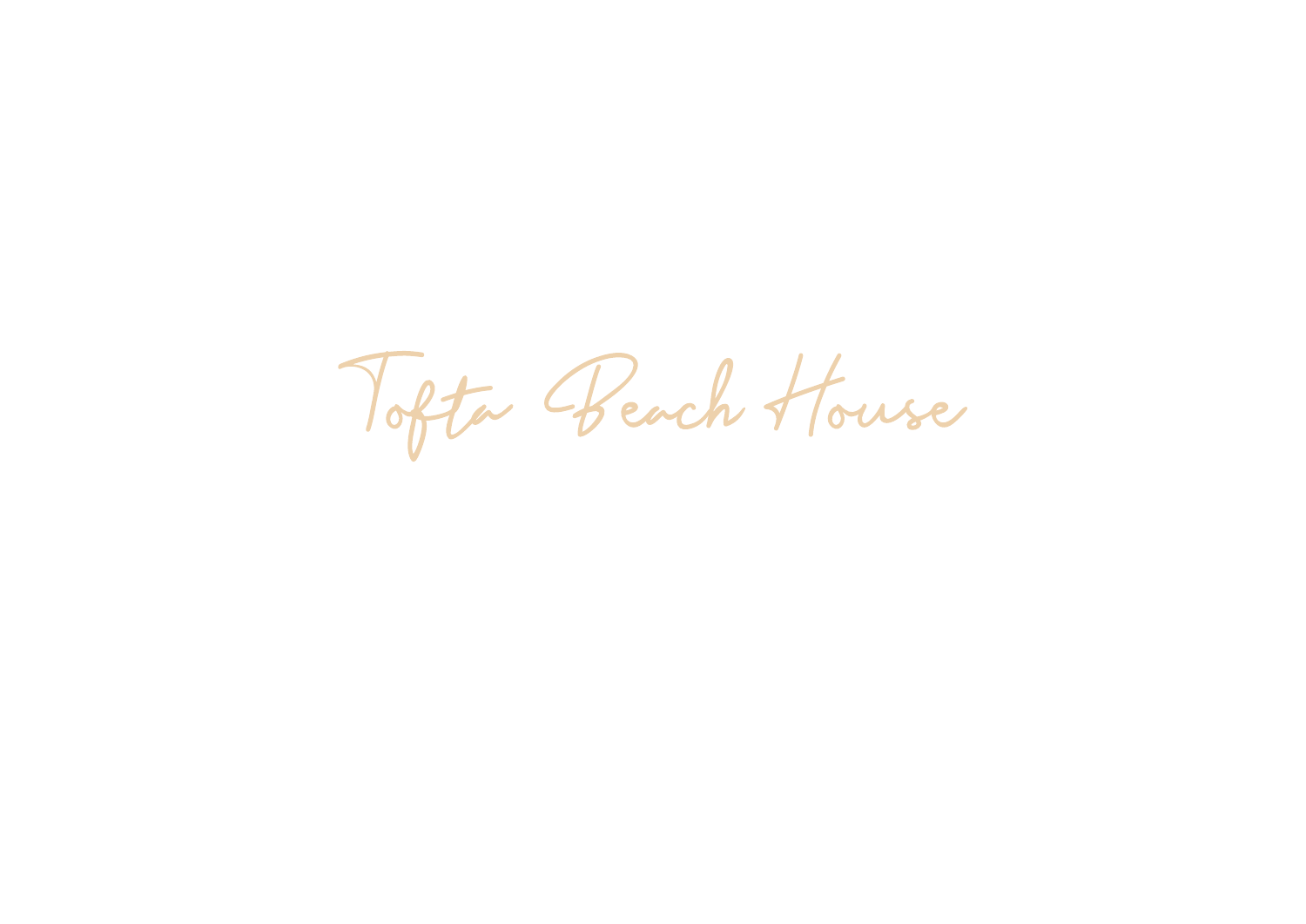Tofta Beach House